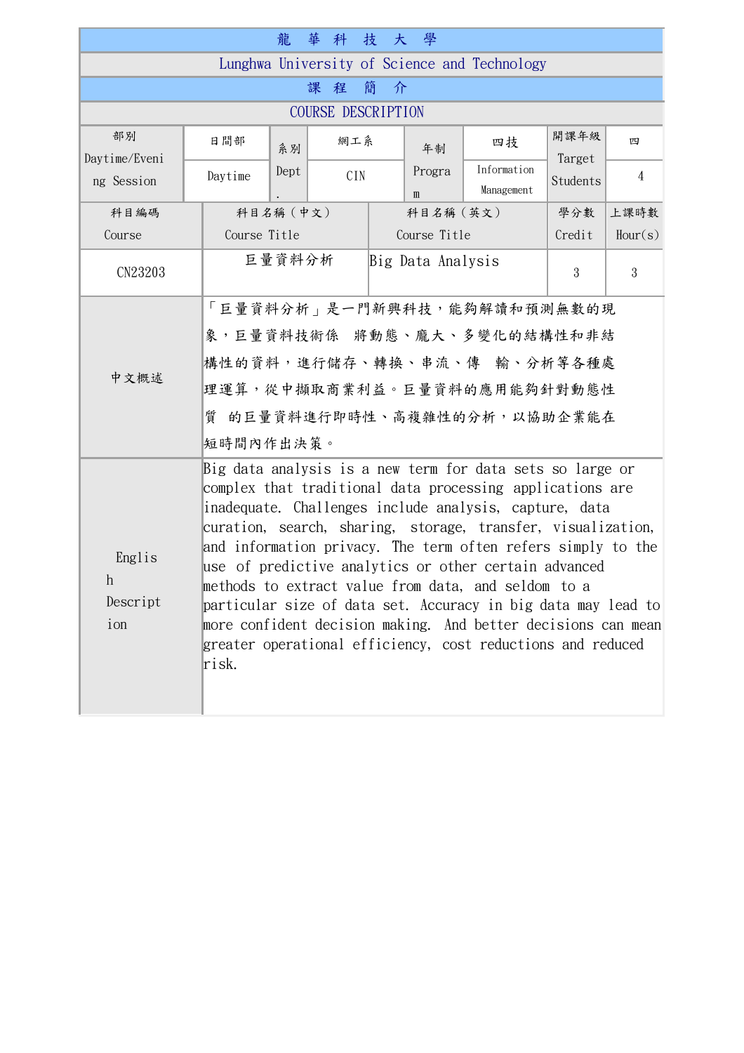# 龍　華　科　技　大　學

## Lunghwa University of Science and Technology

## 課　程　簡　介

## COURSE DESCRIPTION

| 部別 Daytime/Evening Session | 日間部 Daytime | 系別 Dept. | 網工系 CIN | 年制 Program | 四技 Information Management | 開課年級 Target Students | 四 4 |
|---|---|---|---|---|---|---|---|

| 科目編碼 Course | 科目名稱（中文） Course Title | 科目名稱（英文） Course Title | 學分數 Credit | 上課時數 Hour(s) |
|---|---|---|---|---|
| CN23203 | 巨量資料分析 | Big Data Analysis | 3 | 3 |

| | |
|---|---|
| 中文概述 | 「巨量資料分析」是一門新興科技，能夠解讀和預測無數的現象，巨量資料技術係　將動態、龐大、多變化的結構性和非結構性的資料，進行儲存、轉換、串流、傳　輸、分析等各種處理運算，從中擷取商業利益。巨量資料的應用能夠針對動態性質　的巨量資料進行即時性、高複雜性的分析，以協助企業能在短時間內作出決策。 |
| English Description | Big data analysis is a new term for data sets so large or complex that traditional data processing applications are inadequate. Challenges include analysis, capture, data curation, search, sharing, storage, transfer, visualization, and information privacy. The term often refers simply to the use of predictive analytics or other certain advanced methods to extract value from data, and seldom to a particular size of data set. Accuracy in big data may lead to more confident decision making. And better decisions can mean greater operational efficiency, cost reductions and reduced risk. |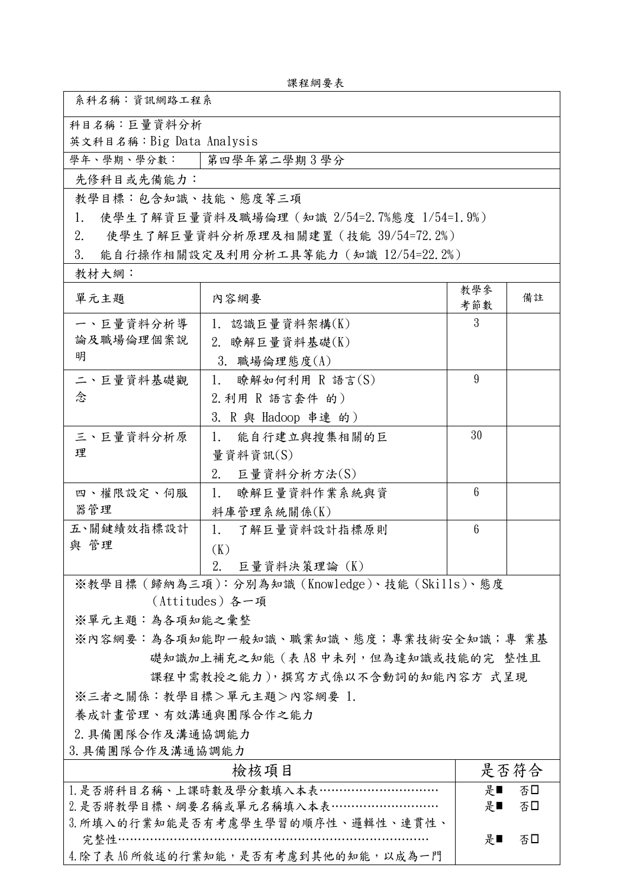課程綱要表

| 系科名稱：資訊網路工程系 | | | |
|---|---|---|---|
| 科目名稱：巨量資料分析<br>英文科目名稱：Big Data Analysis | | | |
| 學年、學期、學分數： | 第四學年第二學期 3 學分 | | |
| 先修科目或先備能力： | | | |
| 教學目標：包含知識、技能、態度等三項<br>1. 使學生了解資巨量資料及職場倫理（知識 2/54=2.7%態度 1/54=1.9%）<br>2. 使學生了解巨量資料分析原理及相關建置（技能 39/54=72.2%）<br>3. 能自行操作相關設定及利用分析工具等能力（知識 12/54=22.2%） | | | |
| 教材大綱： | | | |
| 單元主題 | 內容綱要 | 教學參考節數 | 備註 |
| 一、巨量資料分析導論及職場倫理個案說明 | 1. 認識巨量資料架構(K)<br>2. 瞭解巨量資料基礎(K)<br>3. 職場倫理態度(A) | 3 | |
| 二、巨量資料基礎觀念 | 1. 瞭解如何利用 R 語言(S)<br>2.利用 R 語言套件 的）<br>3. R 與 Hadoop 串連 的） | 9 | |
| 三、巨量資料分析原理 | 1. 能自行建立與搜集相關的巨量資料資訊(S)<br>2. 巨量資料分析方法(S) | 30 | |
| 四、權限設定、伺服器管理 | 1. 瞭解巨量資料作業系統與資料庫管理系統關係(K) | 6 | |
| 五、關鍵績效指標設計與 管理 | 1. 了解巨量資料設計指標原則(K)<br>2. 巨量資料決策理論 (K) | 6 | |
| ※教學目標（歸納為三項）：分別為知識（Knowledge）、技能（Skills）、態度（Attitudes）各一項<br>※單元主題：為各項知能之彙整<br>※內容綱要：為各項知能即一般知識、職業知識、態度；專業技術安全知識；專 業基礎知識加上補充之知能（表 A8 中未列，但為達知識或技能的完 整性且課程中需教授之能力），撰寫方式係以不含動詞的知能內容方 式呈現<br>※三者之關係：教學目標＞單元主題＞內容綱要 1.<br>養成計畫管理、有效溝通與團隊合作之能力<br>2.具備團隊合作及溝通協調能力<br>3.具備團隊合作及溝通協調能力 | | | |

| 檢核項目 | 是否符合 |
|---|---|
| 1.是否將科目名稱、上課時數及學分數填入本表………………………… | 是■ 否□ |
| 2.是否將教學目標、網要名稱或單元名稱填入本表……………………… | 是■ 否□ |
| 3.所填入的行業知能是否有考慮學生學習的順序性、邏輯性、連貫性、完整性……………………………………………………………… | 是■ 否□ |
| 4.除了表 A6 所敘述的行業知能，是否有考慮到其他的知能，以成為一門 | |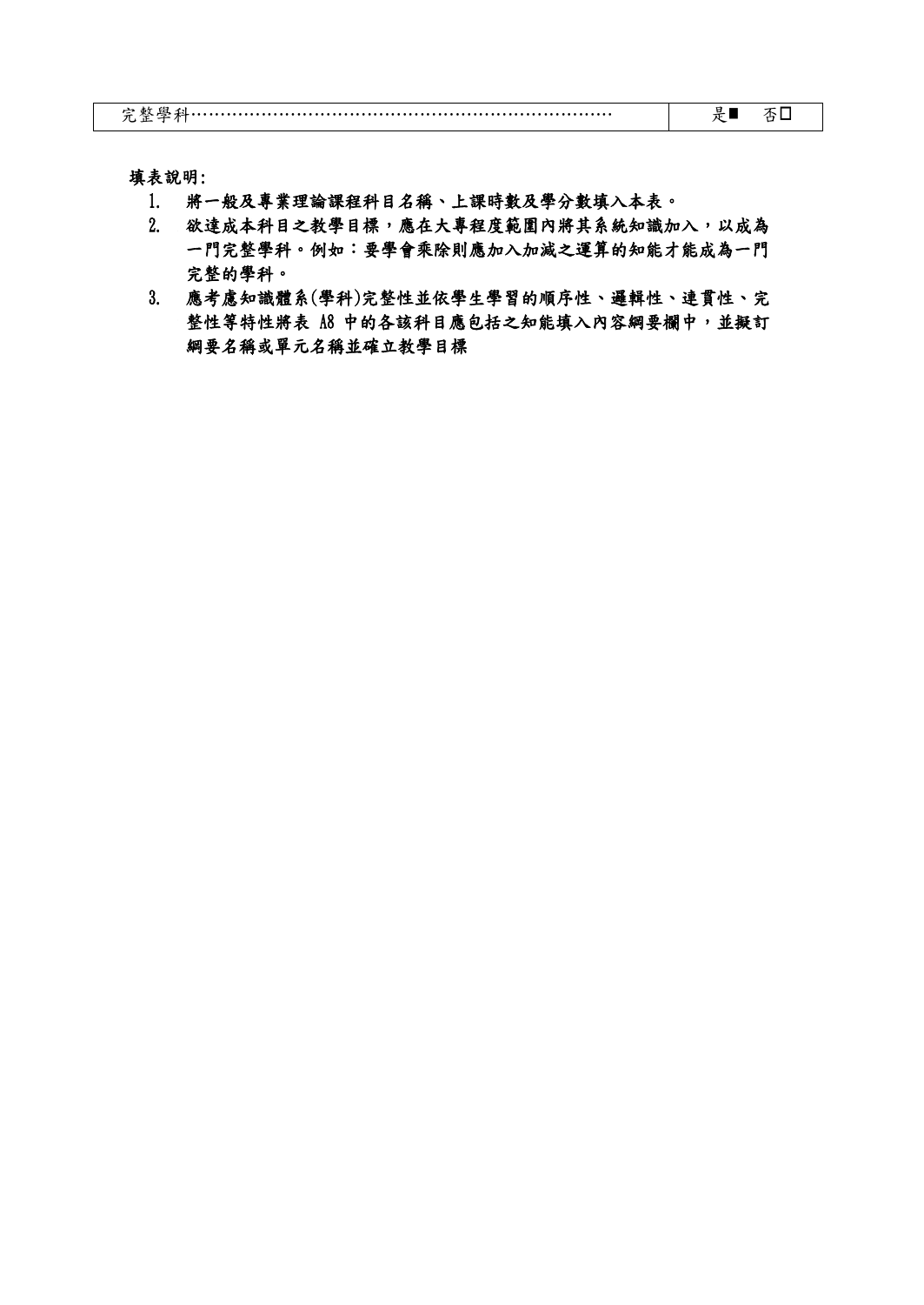| | |
|---|---|
| 完整學科………………………………………………………………… | 是■　否□ |

**填表說明:**

1. **將一般及專業理論課程科目名稱、上課時數及學分數填入本表。**
2. **欲達成本科目之教學目標，應在大專程度範圍內將其系統知識加入，以成為一門完整學科。例如：要學會乘除則應加入加減之運算的知能才能成為一門完整的學科。**
3. **應考慮知識體系(學科)完整性並依學生學習的順序性、邏輯性、連貫性、完整性等特性將表 A8 中的各該科目應包括之知能填入內容綱要欄中，並擬訂綱要名稱或單元名稱並確立教學目標**